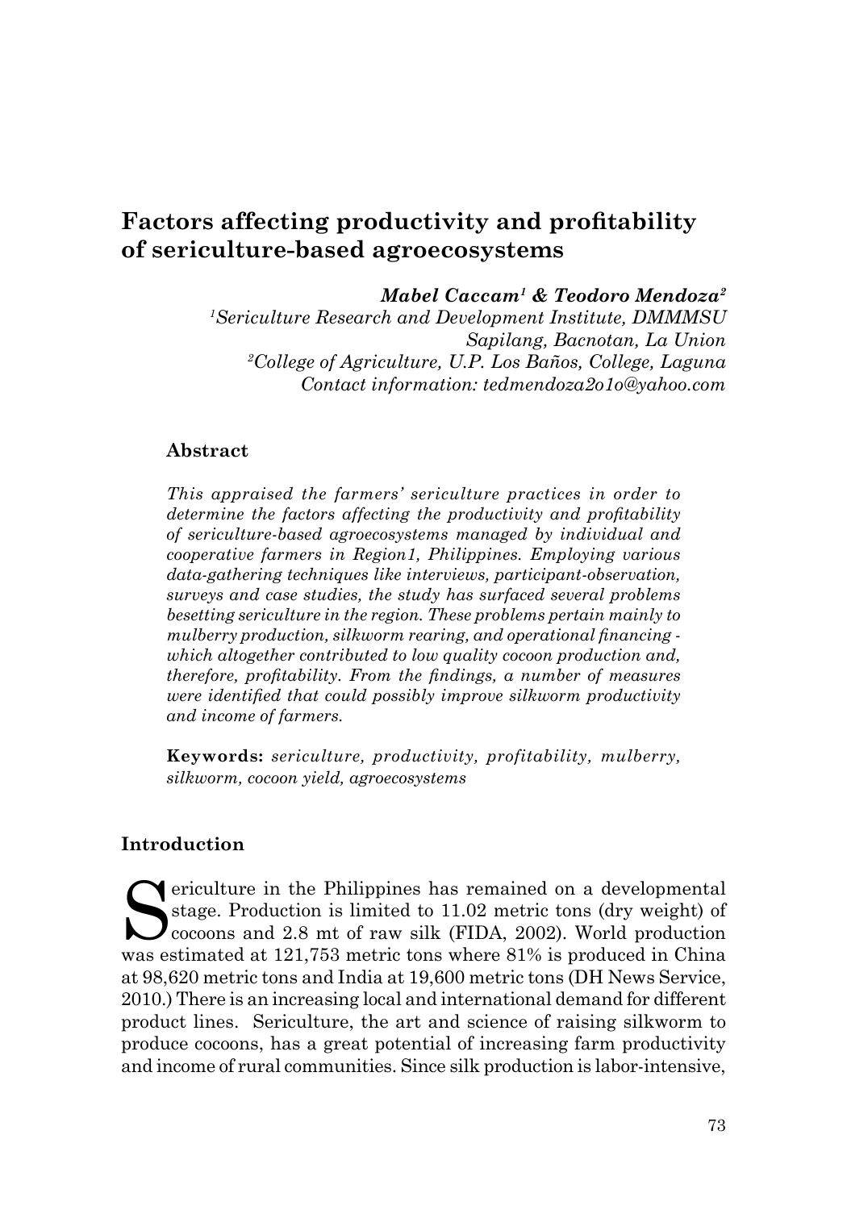# Factors affecting productivity and profitability of sericulture-based agroecosystems

***Mabel Caccam[1] & Teodoro Mendoza[2]***

*[1]Sericulture Research and Development Institute, DMMMSU Sapilang, Bacnotan, La Union*

*[2]College of Agriculture, U.P. Los Baños, College, Laguna*

*Contact information: tedmendoza2o1o@yahoo.com*

## Abstract

*This appraised the farmers' sericulture practices in order to determine the factors affecting the productivity and profitability of sericulture-based agroecosystems managed by individual and cooperative farmers in Region1, Philippines. Employing various data-gathering techniques like interviews, participant-observation, surveys and case studies, the study has surfaced several problems besetting sericulture in the region. These problems pertain mainly to mulberry production, silkworm rearing, and operational financing - which altogether contributed to low quality cocoon production and, therefore, profitability. From the findings, a number of measures were identified that could possibly improve silkworm productivity and income of farmers.*

**Keywords:** *sericulture, productivity, profitability, mulberry, silkworm, cocoon yield, agroecosystems*

## Introduction

Sericulture in the Philippines has remained on a developmental stage. Production is limited to 11.02 metric tons (dry weight) of cocoons and 2.8 mt of raw silk (FIDA, 2002). World production was estimated at 121,753 metric tons where 81% is produced in China at 98,620 metric tons and India at 19,600 metric tons (DH News Service, 2010.) There is an increasing local and international demand for different product lines. Sericulture, the art and science of raising silkworm to produce cocoons, has a great potential of increasing farm productivity and income of rural communities. Since silk production is labor-intensive,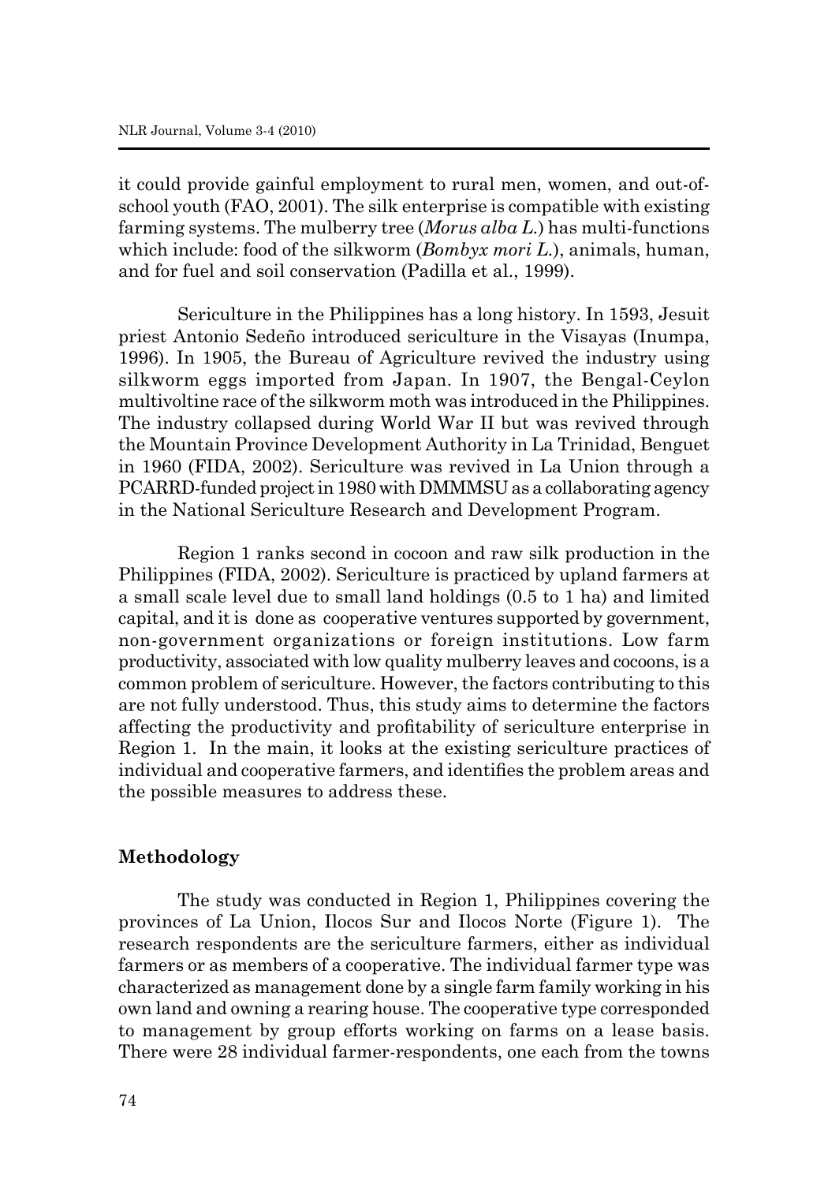it could provide gainful employment to rural men, women, and out-of-school youth (FAO, 2001). The silk enterprise is compatible with existing farming systems. The mulberry tree (*Morus alba L.*) has multi-functions which include: food of the silkworm (*Bombyx mori L.*), animals, human, and for fuel and soil conservation (Padilla et al., 1999).

Sericulture in the Philippines has a long history. In 1593, Jesuit priest Antonio Sedeño introduced sericulture in the Visayas (Inumpa, 1996). In 1905, the Bureau of Agriculture revived the industry using silkworm eggs imported from Japan. In 1907, the Bengal-Ceylon multivoltine race of the silkworm moth was introduced in the Philippines. The industry collapsed during World War II but was revived through the Mountain Province Development Authority in La Trinidad, Benguet in 1960 (FIDA, 2002). Sericulture was revived in La Union through a PCARRD-funded project in 1980 with DMMMSU as a collaborating agency in the National Sericulture Research and Development Program.

Region 1 ranks second in cocoon and raw silk production in the Philippines (FIDA, 2002). Sericulture is practiced by upland farmers at a small scale level due to small land holdings (0.5 to 1 ha) and limited capital, and it is done as cooperative ventures supported by government, non-government organizations or foreign institutions. Low farm productivity, associated with low quality mulberry leaves and cocoons, is a common problem of sericulture. However, the factors contributing to this are not fully understood. Thus, this study aims to determine the factors affecting the productivity and profitability of sericulture enterprise in Region 1. In the main, it looks at the existing sericulture practices of individual and cooperative farmers, and identifies the problem areas and the possible measures to address these.

## Methodology

The study was conducted in Region 1, Philippines covering the provinces of La Union, Ilocos Sur and Ilocos Norte (Figure 1). The research respondents are the sericulture farmers, either as individual farmers or as members of a cooperative. The individual farmer type was characterized as management done by a single farm family working in his own land and owning a rearing house. The cooperative type corresponded to management by group efforts working on farms on a lease basis. There were 28 individual farmer-respondents, one each from the towns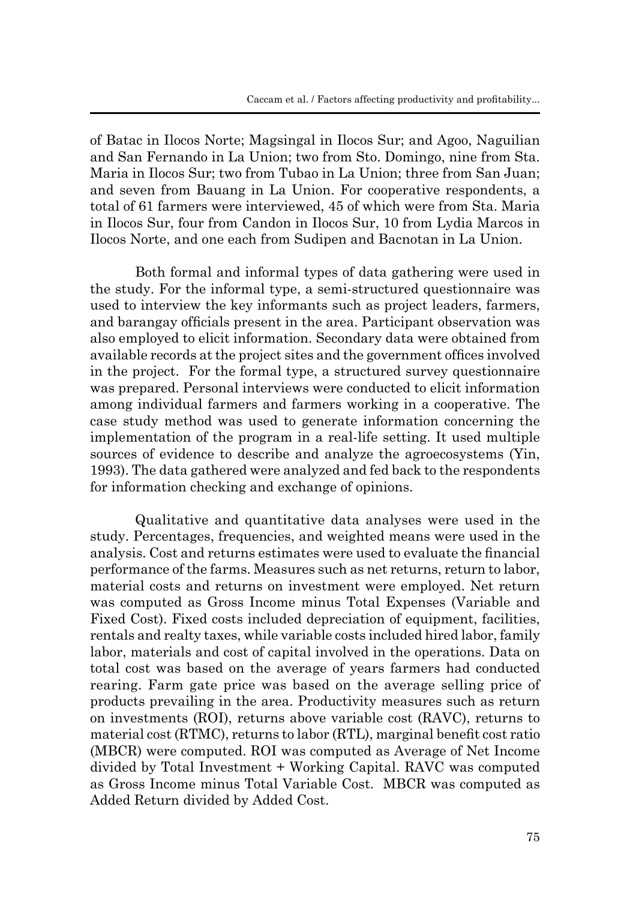of Batac in Ilocos Norte; Magsingal in Ilocos Sur; and Agoo, Naguilian and San Fernando in La Union; two from Sto. Domingo, nine from Sta. Maria in Ilocos Sur; two from Tubao in La Union; three from San Juan; and seven from Bauang in La Union. For cooperative respondents, a total of 61 farmers were interviewed, 45 of which were from Sta. Maria in Ilocos Sur, four from Candon in Ilocos Sur, 10 from Lydia Marcos in Ilocos Norte, and one each from Sudipen and Bacnotan in La Union.

Both formal and informal types of data gathering were used in the study. For the informal type, a semi-structured questionnaire was used to interview the key informants such as project leaders, farmers, and barangay officials present in the area. Participant observation was also employed to elicit information. Secondary data were obtained from available records at the project sites and the government offices involved in the project. For the formal type, a structured survey questionnaire was prepared. Personal interviews were conducted to elicit information among individual farmers and farmers working in a cooperative. The case study method was used to generate information concerning the implementation of the program in a real-life setting. It used multiple sources of evidence to describe and analyze the agroecosystems (Yin, 1993). The data gathered were analyzed and fed back to the respondents for information checking and exchange of opinions.

Qualitative and quantitative data analyses were used in the study. Percentages, frequencies, and weighted means were used in the analysis. Cost and returns estimates were used to evaluate the financial performance of the farms. Measures such as net returns, return to labor, material costs and returns on investment were employed. Net return was computed as Gross Income minus Total Expenses (Variable and Fixed Cost). Fixed costs included depreciation of equipment, facilities, rentals and realty taxes, while variable costs included hired labor, family labor, materials and cost of capital involved in the operations. Data on total cost was based on the average of years farmers had conducted rearing. Farm gate price was based on the average selling price of products prevailing in the area. Productivity measures such as return on investments (ROI), returns above variable cost (RAVC), returns to material cost (RTMC), returns to labor (RTL), marginal benefit cost ratio (MBCR) were computed. ROI was computed as Average of Net Income divided by Total Investment + Working Capital. RAVC was computed as Gross Income minus Total Variable Cost. MBCR was computed as Added Return divided by Added Cost.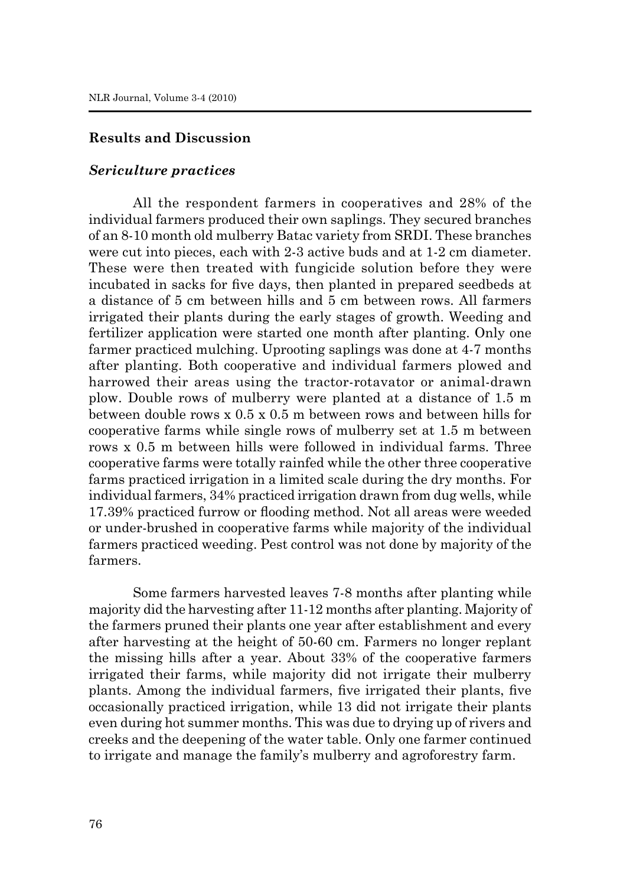## Results and Discussion

### *Sericulture practices*

All the respondent farmers in cooperatives and 28% of the individual farmers produced their own saplings. They secured branches of an 8-10 month old mulberry Batac variety from SRDI. These branches were cut into pieces, each with 2-3 active buds and at 1-2 cm diameter. These were then treated with fungicide solution before they were incubated in sacks for five days, then planted in prepared seedbeds at a distance of 5 cm between hills and 5 cm between rows. All farmers irrigated their plants during the early stages of growth. Weeding and fertilizer application were started one month after planting. Only one farmer practiced mulching. Uprooting saplings was done at 4-7 months after planting. Both cooperative and individual farmers plowed and harrowed their areas using the tractor-rotavator or animal-drawn plow. Double rows of mulberry were planted at a distance of 1.5 m between double rows x 0.5 x 0.5 m between rows and between hills for cooperative farms while single rows of mulberry set at 1.5 m between rows x 0.5 m between hills were followed in individual farms. Three cooperative farms were totally rainfed while the other three cooperative farms practiced irrigation in a limited scale during the dry months. For individual farmers, 34% practiced irrigation drawn from dug wells, while 17.39% practiced furrow or flooding method. Not all areas were weeded or under-brushed in cooperative farms while majority of the individual farmers practiced weeding. Pest control was not done by majority of the farmers.

Some farmers harvested leaves 7-8 months after planting while majority did the harvesting after 11-12 months after planting. Majority of the farmers pruned their plants one year after establishment and every after harvesting at the height of 50-60 cm. Farmers no longer replant the missing hills after a year. About 33% of the cooperative farmers irrigated their farms, while majority did not irrigate their mulberry plants. Among the individual farmers, five irrigated their plants, five occasionally practiced irrigation, while 13 did not irrigate their plants even during hot summer months. This was due to drying up of rivers and creeks and the deepening of the water table. Only one farmer continued to irrigate and manage the family's mulberry and agroforestry farm.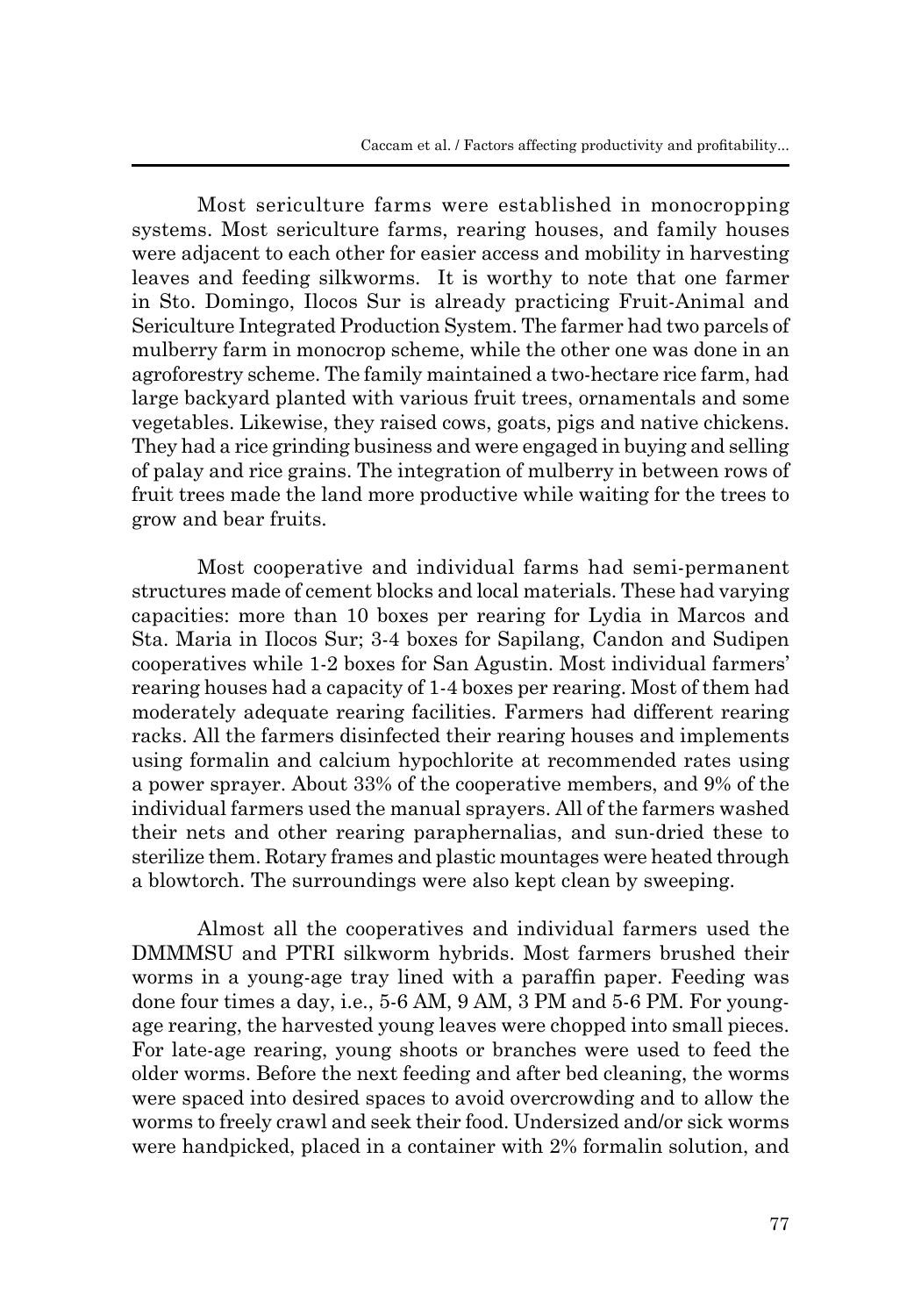Most sericulture farms were established in monocropping systems. Most sericulture farms, rearing houses, and family houses were adjacent to each other for easier access and mobility in harvesting leaves and feeding silkworms. It is worthy to note that one farmer in Sto. Domingo, Ilocos Sur is already practicing Fruit-Animal and Sericulture Integrated Production System. The farmer had two parcels of mulberry farm in monocrop scheme, while the other one was done in an agroforestry scheme. The family maintained a two-hectare rice farm, had large backyard planted with various fruit trees, ornamentals and some vegetables. Likewise, they raised cows, goats, pigs and native chickens. They had a rice grinding business and were engaged in buying and selling of palay and rice grains. The integration of mulberry in between rows of fruit trees made the land more productive while waiting for the trees to grow and bear fruits.

Most cooperative and individual farms had semi-permanent structures made of cement blocks and local materials. These had varying capacities: more than 10 boxes per rearing for Lydia in Marcos and Sta. Maria in Ilocos Sur; 3-4 boxes for Sapilang, Candon and Sudipen cooperatives while 1-2 boxes for San Agustin. Most individual farmers' rearing houses had a capacity of 1-4 boxes per rearing. Most of them had moderately adequate rearing facilities. Farmers had different rearing racks. All the farmers disinfected their rearing houses and implements using formalin and calcium hypochlorite at recommended rates using a power sprayer. About 33% of the cooperative members, and 9% of the individual farmers used the manual sprayers. All of the farmers washed their nets and other rearing paraphernalias, and sun-dried these to sterilize them. Rotary frames and plastic mountages were heated through a blowtorch. The surroundings were also kept clean by sweeping.

Almost all the cooperatives and individual farmers used the DMMMSU and PTRI silkworm hybrids. Most farmers brushed their worms in a young-age tray lined with a paraffin paper. Feeding was done four times a day, i.e., 5-6 AM, 9 AM, 3 PM and 5-6 PM. For young-age rearing, the harvested young leaves were chopped into small pieces. For late-age rearing, young shoots or branches were used to feed the older worms. Before the next feeding and after bed cleaning, the worms were spaced into desired spaces to avoid overcrowding and to allow the worms to freely crawl and seek their food. Undersized and/or sick worms were handpicked, placed in a container with 2% formalin solution, and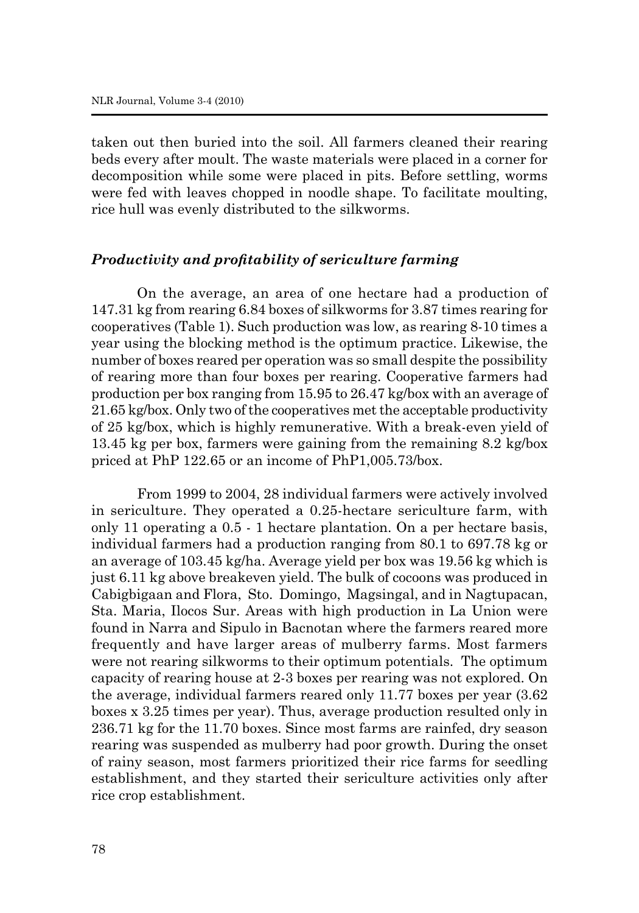taken out then buried into the soil. All farmers cleaned their rearing beds every after moult. The waste materials were placed in a corner for decomposition while some were placed in pits. Before settling, worms were fed with leaves chopped in noodle shape. To facilitate moulting, rice hull was evenly distributed to the silkworms.

### *Productivity and profitability of sericulture farming*

On the average, an area of one hectare had a production of 147.31 kg from rearing 6.84 boxes of silkworms for 3.87 times rearing for cooperatives (Table 1). Such production was low, as rearing 8-10 times a year using the blocking method is the optimum practice. Likewise, the number of boxes reared per operation was so small despite the possibility of rearing more than four boxes per rearing. Cooperative farmers had production per box ranging from 15.95 to 26.47 kg/box with an average of 21.65 kg/box. Only two of the cooperatives met the acceptable productivity of 25 kg/box, which is highly remunerative. With a break-even yield of 13.45 kg per box, farmers were gaining from the remaining 8.2 kg/box priced at PhP 122.65 or an income of PhP1,005.73/box.

From 1999 to 2004, 28 individual farmers were actively involved in sericulture. They operated a 0.25-hectare sericulture farm, with only 11 operating a 0.5 - 1 hectare plantation. On a per hectare basis, individual farmers had a production ranging from 80.1 to 697.78 kg or an average of 103.45 kg/ha. Average yield per box was 19.56 kg which is just 6.11 kg above breakeven yield. The bulk of cocoons was produced in Cabigbigaan and Flora, Sto. Domingo, Magsingal, and in Nagtupacan, Sta. Maria, Ilocos Sur. Areas with high production in La Union were found in Narra and Sipulo in Bacnotan where the farmers reared more frequently and have larger areas of mulberry farms. Most farmers were not rearing silkworms to their optimum potentials. The optimum capacity of rearing house at 2-3 boxes per rearing was not explored. On the average, individual farmers reared only 11.77 boxes per year (3.62 boxes x 3.25 times per year). Thus, average production resulted only in 236.71 kg for the 11.70 boxes. Since most farms are rainfed, dry season rearing was suspended as mulberry had poor growth. During the onset of rainy season, most farmers prioritized their rice farms for seedling establishment, and they started their sericulture activities only after rice crop establishment.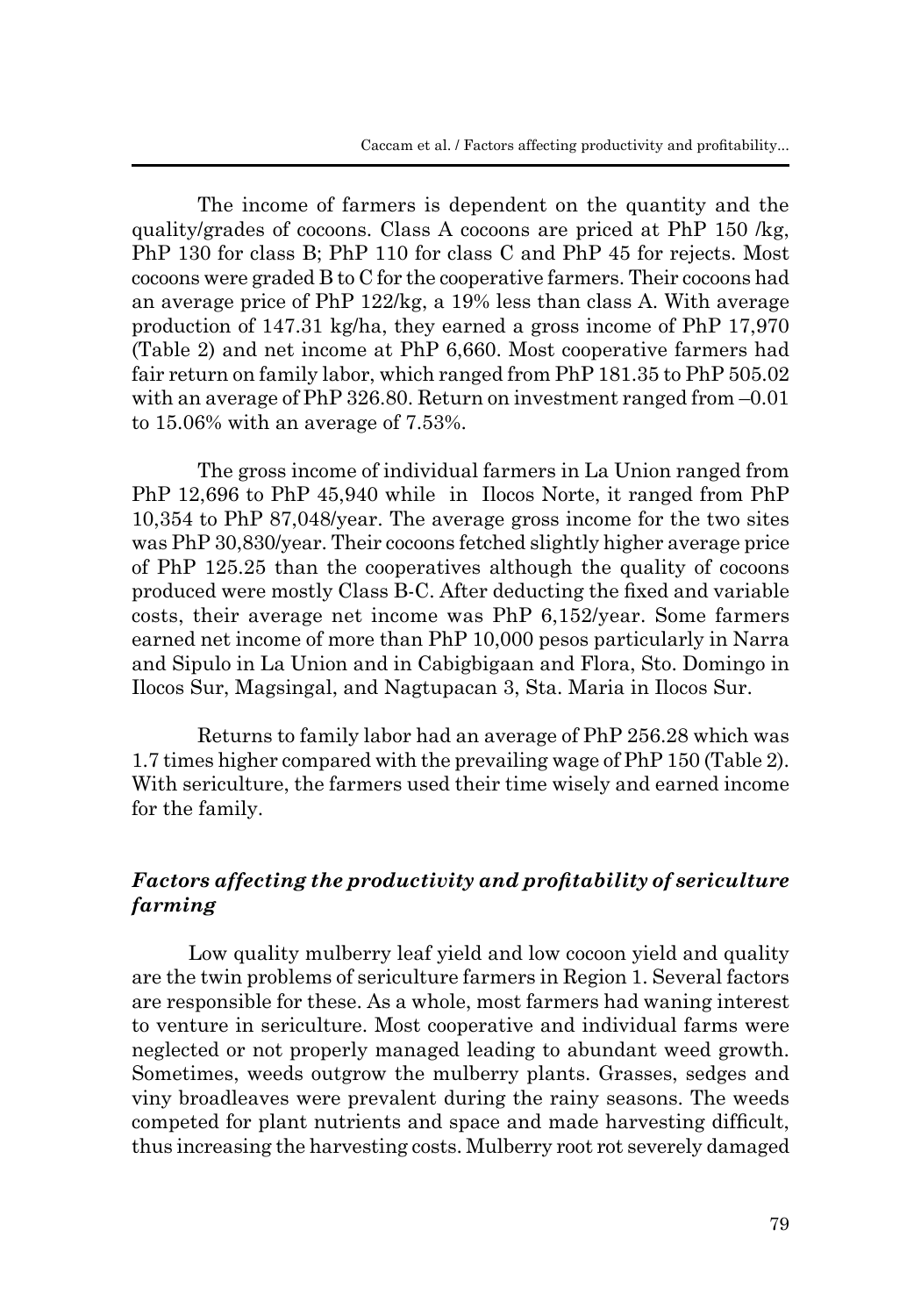The income of farmers is dependent on the quantity and the quality/grades of cocoons. Class A cocoons are priced at PhP 150 /kg, PhP 130 for class B; PhP 110 for class C and PhP 45 for rejects. Most cocoons were graded B to C for the cooperative farmers. Their cocoons had an average price of PhP 122/kg, a 19% less than class A. With average production of 147.31 kg/ha, they earned a gross income of PhP 17,970 (Table 2) and net income at PhP 6,660. Most cooperative farmers had fair return on family labor, which ranged from PhP 181.35 to PhP 505.02 with an average of PhP 326.80. Return on investment ranged from –0.01 to 15.06% with an average of 7.53%.

The gross income of individual farmers in La Union ranged from PhP 12,696 to PhP 45,940 while in Ilocos Norte, it ranged from PhP 10,354 to PhP 87,048/year. The average gross income for the two sites was PhP 30,830/year. Their cocoons fetched slightly higher average price of PhP 125.25 than the cooperatives although the quality of cocoons produced were mostly Class B-C. After deducting the fixed and variable costs, their average net income was PhP 6,152/year. Some farmers earned net income of more than PhP 10,000 pesos particularly in Narra and Sipulo in La Union and in Cabigbigaan and Flora, Sto. Domingo in Ilocos Sur, Magsingal, and Nagtupacan 3, Sta. Maria in Ilocos Sur.

Returns to family labor had an average of PhP 256.28 which was 1.7 times higher compared with the prevailing wage of PhP 150 (Table 2). With sericulture, the farmers used their time wisely and earned income for the family.

### *Factors affecting the productivity and profitability of sericulture farming*

Low quality mulberry leaf yield and low cocoon yield and quality are the twin problems of sericulture farmers in Region 1. Several factors are responsible for these. As a whole, most farmers had waning interest to venture in sericulture. Most cooperative and individual farms were neglected or not properly managed leading to abundant weed growth. Sometimes, weeds outgrow the mulberry plants. Grasses, sedges and viny broadleaves were prevalent during the rainy seasons. The weeds competed for plant nutrients and space and made harvesting difficult, thus increasing the harvesting costs. Mulberry root rot severely damaged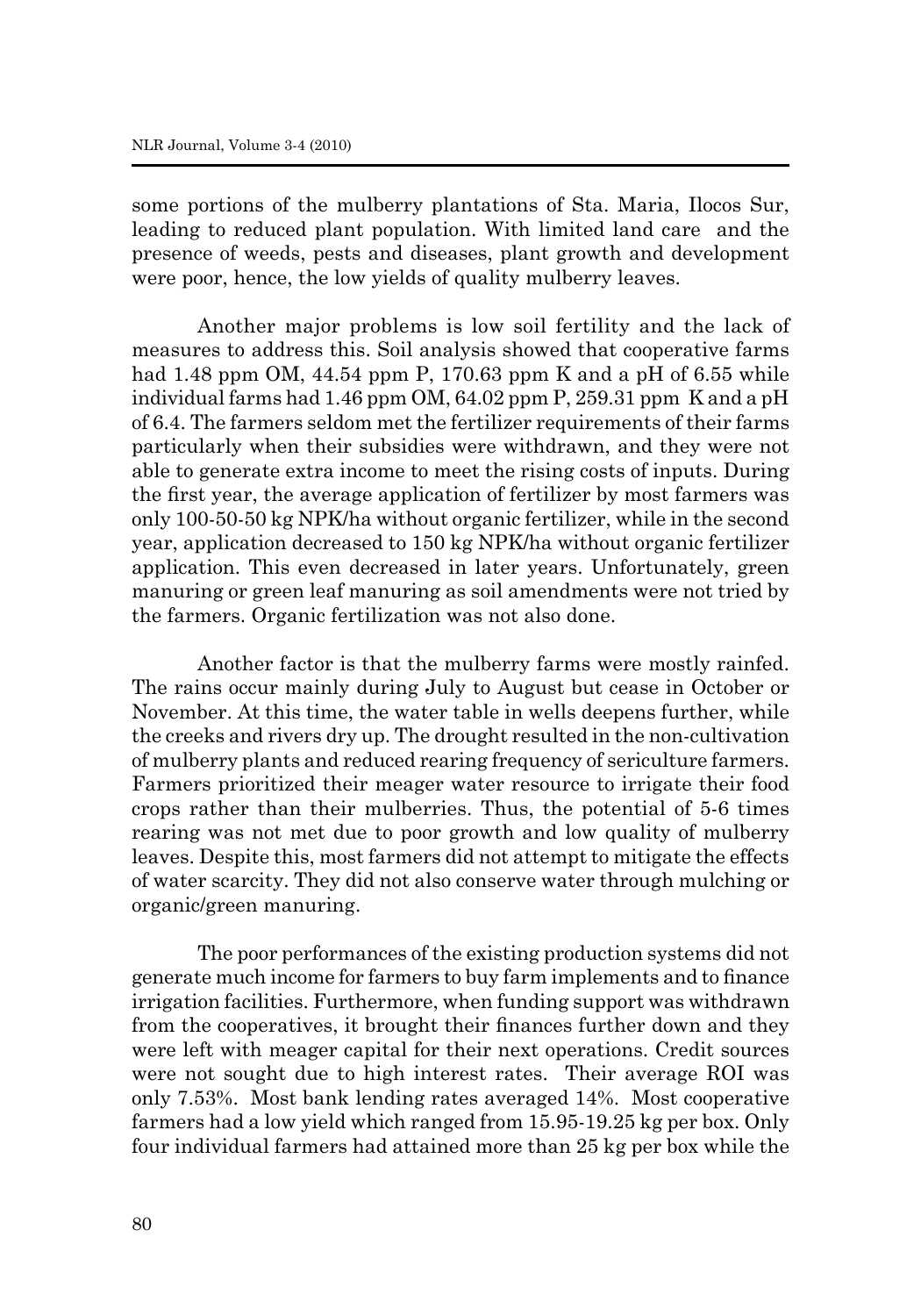some portions of the mulberry plantations of Sta. Maria, Ilocos Sur, leading to reduced plant population. With limited land care and the presence of weeds, pests and diseases, plant growth and development were poor, hence, the low yields of quality mulberry leaves.

Another major problems is low soil fertility and the lack of measures to address this. Soil analysis showed that cooperative farms had 1.48 ppm OM, 44.54 ppm P, 170.63 ppm K and a pH of 6.55 while individual farms had 1.46 ppm OM, 64.02 ppm P, 259.31 ppm K and a pH of 6.4. The farmers seldom met the fertilizer requirements of their farms particularly when their subsidies were withdrawn, and they were not able to generate extra income to meet the rising costs of inputs. During the first year, the average application of fertilizer by most farmers was only 100-50-50 kg NPK/ha without organic fertilizer, while in the second year, application decreased to 150 kg NPK/ha without organic fertilizer application. This even decreased in later years. Unfortunately, green manuring or green leaf manuring as soil amendments were not tried by the farmers. Organic fertilization was not also done.

Another factor is that the mulberry farms were mostly rainfed. The rains occur mainly during July to August but cease in October or November. At this time, the water table in wells deepens further, while the creeks and rivers dry up. The drought resulted in the non-cultivation of mulberry plants and reduced rearing frequency of sericulture farmers. Farmers prioritized their meager water resource to irrigate their food crops rather than their mulberries. Thus, the potential of 5-6 times rearing was not met due to poor growth and low quality of mulberry leaves. Despite this, most farmers did not attempt to mitigate the effects of water scarcity. They did not also conserve water through mulching or organic/green manuring.

The poor performances of the existing production systems did not generate much income for farmers to buy farm implements and to finance irrigation facilities. Furthermore, when funding support was withdrawn from the cooperatives, it brought their finances further down and they were left with meager capital for their next operations. Credit sources were not sought due to high interest rates. Their average ROI was only 7.53%. Most bank lending rates averaged 14%. Most cooperative farmers had a low yield which ranged from 15.95-19.25 kg per box. Only four individual farmers had attained more than 25 kg per box while the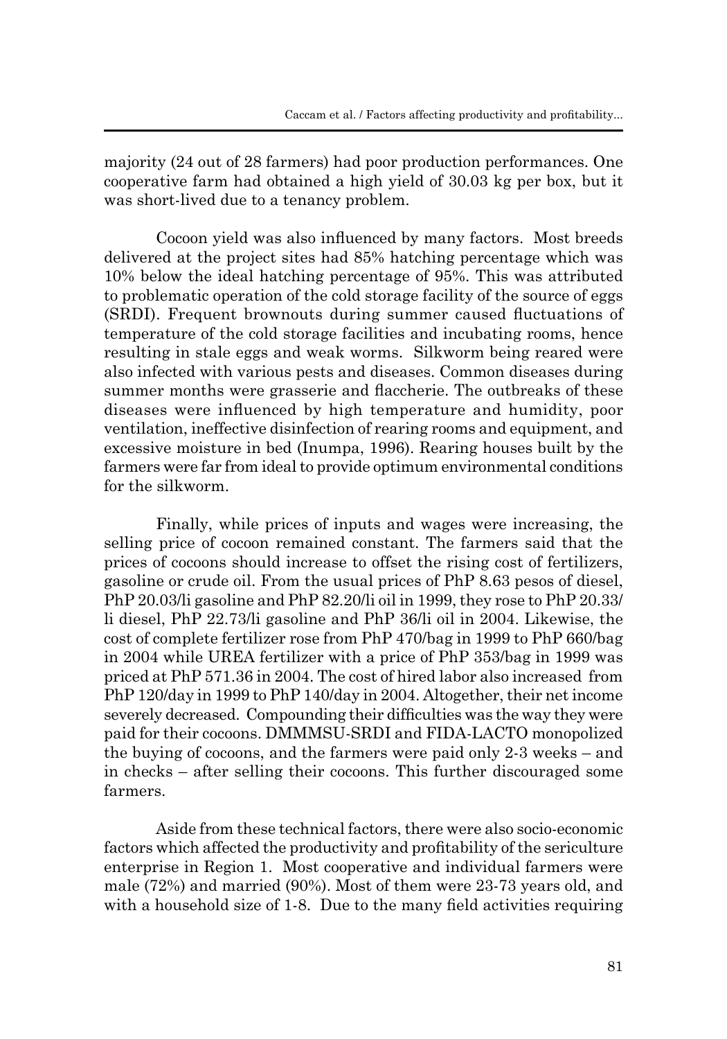majority (24 out of 28 farmers) had poor production performances. One cooperative farm had obtained a high yield of 30.03 kg per box, but it was short-lived due to a tenancy problem.

Cocoon yield was also influenced by many factors. Most breeds delivered at the project sites had 85% hatching percentage which was 10% below the ideal hatching percentage of 95%. This was attributed to problematic operation of the cold storage facility of the source of eggs (SRDI). Frequent brownouts during summer caused fluctuations of temperature of the cold storage facilities and incubating rooms, hence resulting in stale eggs and weak worms. Silkworm being reared were also infected with various pests and diseases. Common diseases during summer months were grasserie and flaccherie. The outbreaks of these diseases were influenced by high temperature and humidity, poor ventilation, ineffective disinfection of rearing rooms and equipment, and excessive moisture in bed (Inumpa, 1996). Rearing houses built by the farmers were far from ideal to provide optimum environmental conditions for the silkworm.

Finally, while prices of inputs and wages were increasing, the selling price of cocoon remained constant. The farmers said that the prices of cocoons should increase to offset the rising cost of fertilizers, gasoline or crude oil. From the usual prices of PhP 8.63 pesos of diesel, PhP 20.03/li gasoline and PhP 82.20/li oil in 1999, they rose to PhP 20.33/li diesel, PhP 22.73/li gasoline and PhP 36/li oil in 2004. Likewise, the cost of complete fertilizer rose from PhP 470/bag in 1999 to PhP 660/bag in 2004 while UREA fertilizer with a price of PhP 353/bag in 1999 was priced at PhP 571.36 in 2004. The cost of hired labor also increased from PhP 120/day in 1999 to PhP 140/day in 2004. Altogether, their net income severely decreased. Compounding their difficulties was the way they were paid for their cocoons. DMMMSU-SRDI and FIDA-LACTO monopolized the buying of cocoons, and the farmers were paid only 2-3 weeks – and in checks – after selling their cocoons. This further discouraged some farmers.

Aside from these technical factors, there were also socio-economic factors which affected the productivity and profitability of the sericulture enterprise in Region 1. Most cooperative and individual farmers were male (72%) and married (90%). Most of them were 23-73 years old, and with a household size of 1-8. Due to the many field activities requiring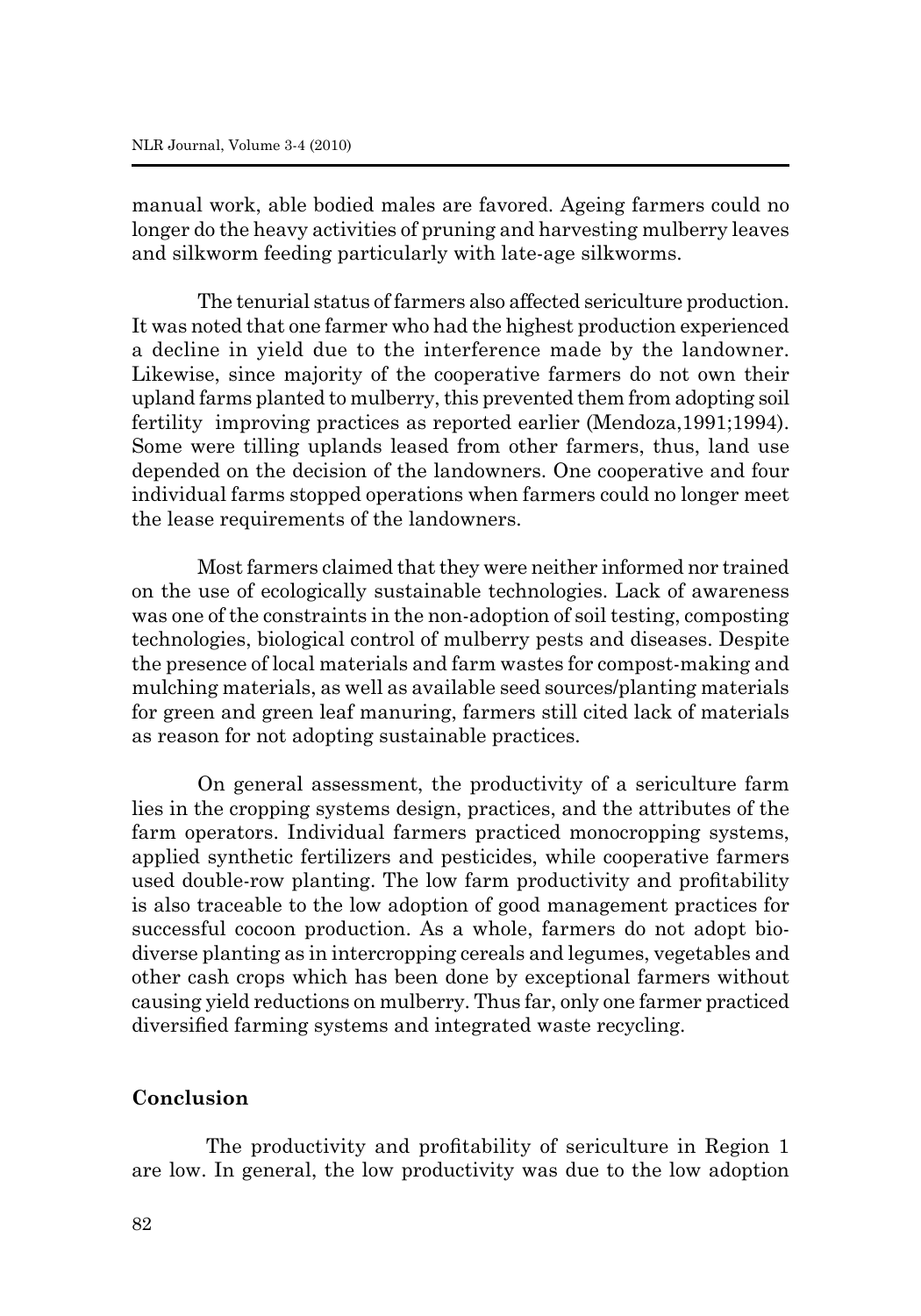manual work, able bodied males are favored. Ageing farmers could no longer do the heavy activities of pruning and harvesting mulberry leaves and silkworm feeding particularly with late-age silkworms.

The tenurial status of farmers also affected sericulture production. It was noted that one farmer who had the highest production experienced a decline in yield due to the interference made by the landowner. Likewise, since majority of the cooperative farmers do not own their upland farms planted to mulberry, this prevented them from adopting soil fertility improving practices as reported earlier (Mendoza,1991;1994). Some were tilling uplands leased from other farmers, thus, land use depended on the decision of the landowners. One cooperative and four individual farms stopped operations when farmers could no longer meet the lease requirements of the landowners.

Most farmers claimed that they were neither informed nor trained on the use of ecologically sustainable technologies. Lack of awareness was one of the constraints in the non-adoption of soil testing, composting technologies, biological control of mulberry pests and diseases. Despite the presence of local materials and farm wastes for compost-making and mulching materials, as well as available seed sources/planting materials for green and green leaf manuring, farmers still cited lack of materials as reason for not adopting sustainable practices.

On general assessment, the productivity of a sericulture farm lies in the cropping systems design, practices, and the attributes of the farm operators. Individual farmers practiced monocropping systems, applied synthetic fertilizers and pesticides, while cooperative farmers used double-row planting. The low farm productivity and profitability is also traceable to the low adoption of good management practices for successful cocoon production. As a whole, farmers do not adopt bio-diverse planting as in intercropping cereals and legumes, vegetables and other cash crops which has been done by exceptional farmers without causing yield reductions on mulberry. Thus far, only one farmer practiced diversified farming systems and integrated waste recycling.

## Conclusion

The productivity and profitability of sericulture in Region 1 are low. In general, the low productivity was due to the low adoption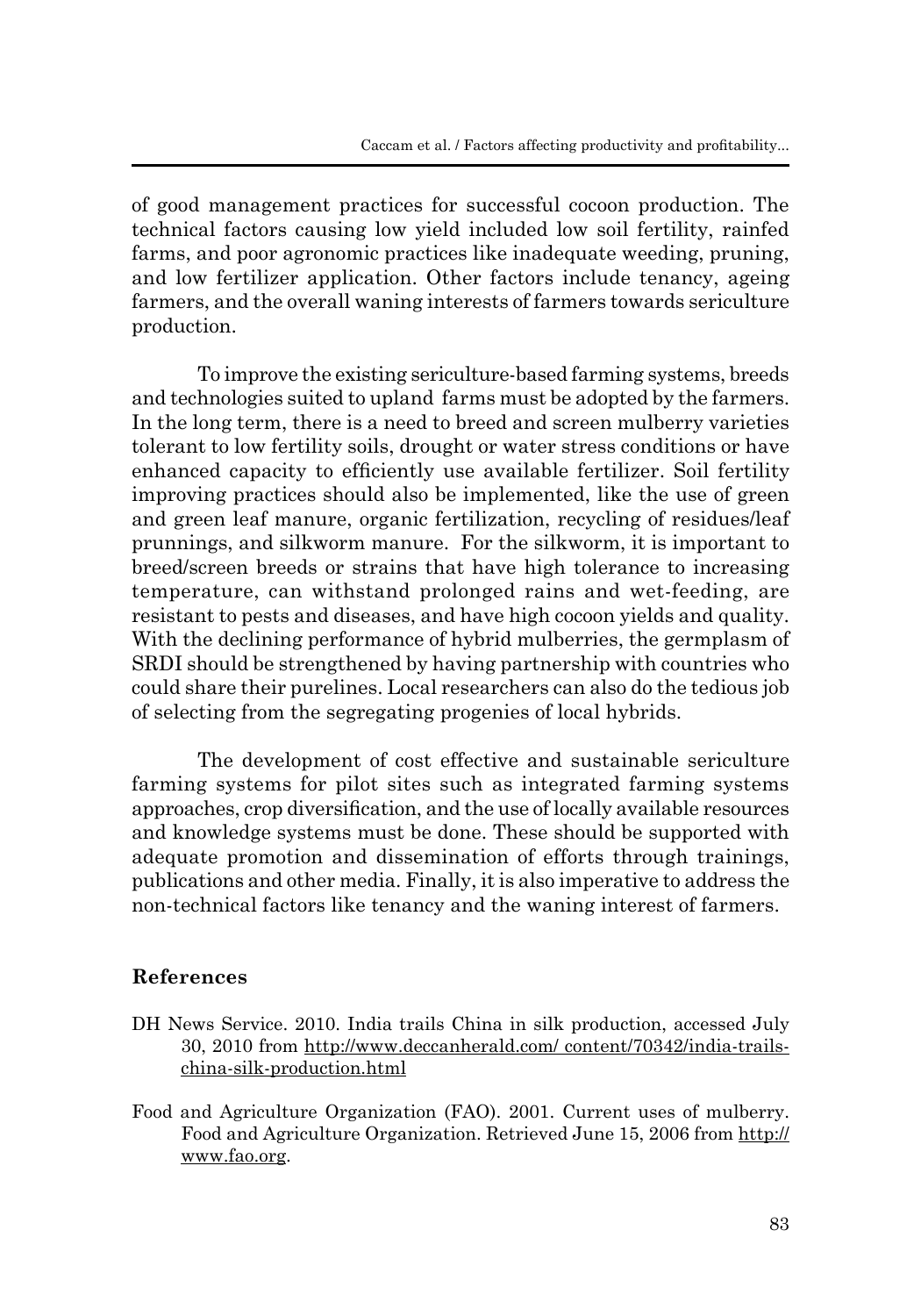of good management practices for successful cocoon production. The technical factors causing low yield included low soil fertility, rainfed farms, and poor agronomic practices like inadequate weeding, pruning, and low fertilizer application. Other factors include tenancy, ageing farmers, and the overall waning interests of farmers towards sericulture production.

To improve the existing sericulture-based farming systems, breeds and technologies suited to upland farms must be adopted by the farmers. In the long term, there is a need to breed and screen mulberry varieties tolerant to low fertility soils, drought or water stress conditions or have enhanced capacity to efficiently use available fertilizer. Soil fertility improving practices should also be implemented, like the use of green and green leaf manure, organic fertilization, recycling of residues/leaf prunnings, and silkworm manure. For the silkworm, it is important to breed/screen breeds or strains that have high tolerance to increasing temperature, can withstand prolonged rains and wet-feeding, are resistant to pests and diseases, and have high cocoon yields and quality. With the declining performance of hybrid mulberries, the germplasm of SRDI should be strengthened by having partnership with countries who could share their purelines. Local researchers can also do the tedious job of selecting from the segregating progenies of local hybrids.

The development of cost effective and sustainable sericulture farming systems for pilot sites such as integrated farming systems approaches, crop diversification, and the use of locally available resources and knowledge systems must be done. These should be supported with adequate promotion and dissemination of efforts through trainings, publications and other media. Finally, it is also imperative to address the non-technical factors like tenancy and the waning interest of farmers.

## References

DH News Service. 2010. India trails China in silk production, accessed July 30, 2010 from http://www.deccanherald.com/ content/70342/india-trails-china-silk-production.html

Food and Agriculture Organization (FAO). 2001. Current uses of mulberry. Food and Agriculture Organization. Retrieved June 15, 2006 from http://www.fao.org.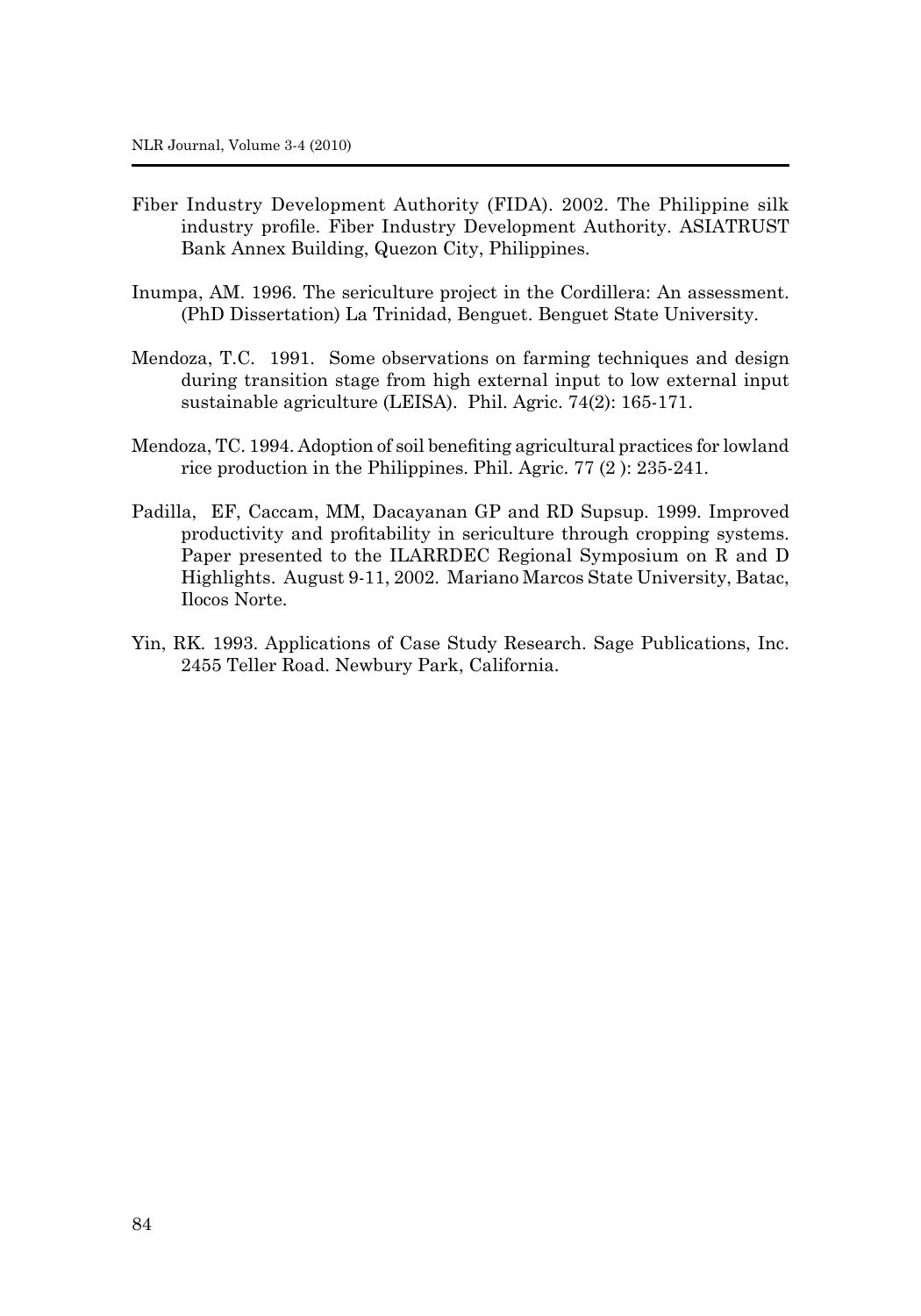Fiber Industry Development Authority (FIDA). 2002. The Philippine silk industry profile. Fiber Industry Development Authority. ASIATRUST Bank Annex Building, Quezon City, Philippines.

Inumpa, AM. 1996. The sericulture project in the Cordillera: An assessment. (PhD Dissertation) La Trinidad, Benguet. Benguet State University.

Mendoza, T.C. 1991. Some observations on farming techniques and design during transition stage from high external input to low external input sustainable agriculture (LEISA). Phil. Agric. 74(2): 165-171.

Mendoza, TC. 1994. Adoption of soil benefiting agricultural practices for lowland rice production in the Philippines. Phil. Agric. 77 (2 ): 235-241.

Padilla, EF, Caccam, MM, Dacayanan GP and RD Supsup. 1999. Improved productivity and profitability in sericulture through cropping systems. Paper presented to the ILARRDEC Regional Symposium on R and D Highlights. August 9-11, 2002. Mariano Marcos State University, Batac, Ilocos Norte.

Yin, RK. 1993. Applications of Case Study Research. Sage Publications, Inc. 2455 Teller Road. Newbury Park, California.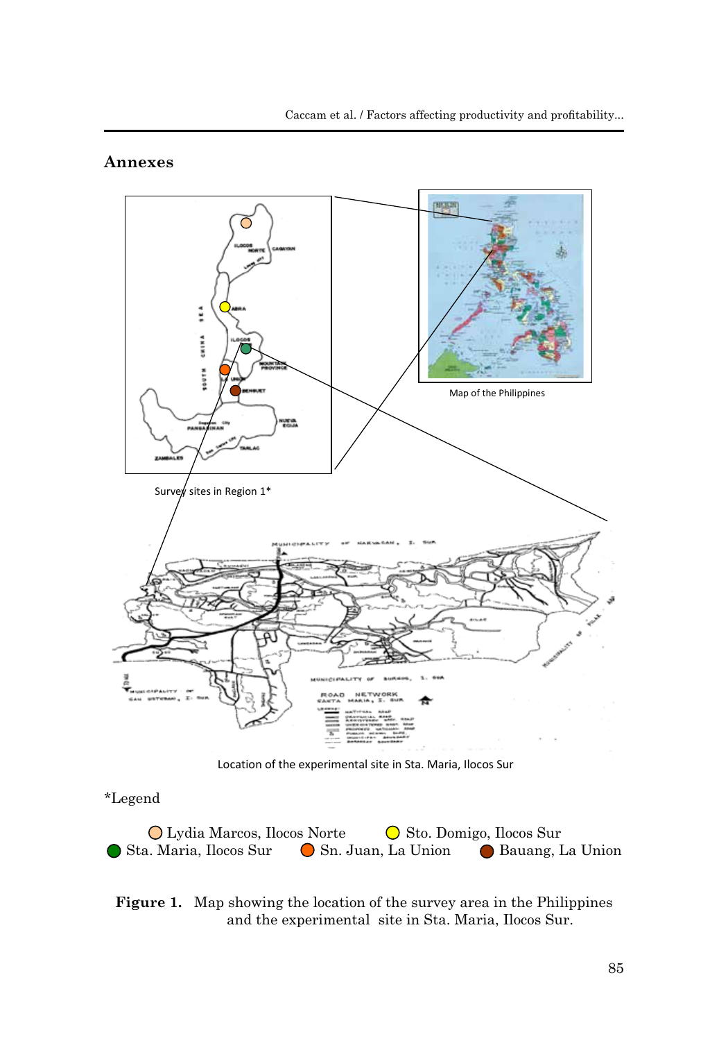## Annexes

Map of the Philippines

Survey sites in Region 1*

Location of the experimental site in Sta. Maria, Ilocos Sur

*Legend

- Lydia Marcos, Ilocos Norte
- Sto. Domigo, Ilocos Sur
- Sta. Maria, Ilocos Sur
- Sn. Juan, La Union
- Bauang, La Union

**Figure 1.** Map showing the location of the survey area in the Philippines and the experimental site in Sta. Maria, Ilocos Sur.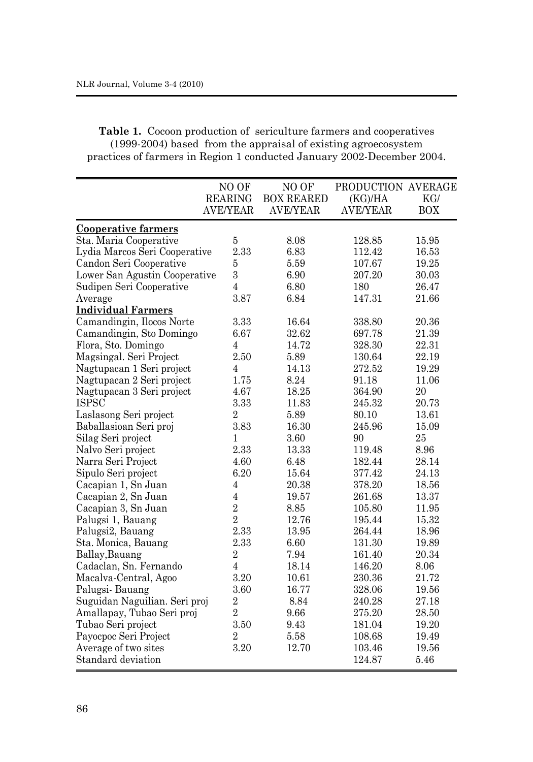**Table 1.** Cocoon production of sericulture farmers and cooperatives (1999-2004) based from the appraisal of existing agroecosystem practices of farmers in Region 1 conducted January 2002-December 2004.

| | NO OF REARING AVE/YEAR | NO OF BOX REARED AVE/YEAR | PRODUCTION (KG)/HA AVE/YEAR | AVERAGE KG/ BOX |
|---|---|---|---|---|
| **Cooperative farmers** | | | | |
| Sta. Maria Cooperative | 5 | 8.08 | 128.85 | 15.95 |
| Lydia Marcos Seri Cooperative | 2.33 | 6.83 | 112.42 | 16.53 |
| Candon Seri Cooperative | 5 | 5.59 | 107.67 | 19.25 |
| Lower San Agustin Cooperative | 3 | 6.90 | 207.20 | 30.03 |
| Sudipen Seri Cooperative | 4 | 6.80 | 180 | 26.47 |
| Average | 3.87 | 6.84 | 147.31 | 21.66 |
| **Individual Farmers** | | | | |
| Camandingin, Ilocos Norte | 3.33 | 16.64 | 338.80 | 20.36 |
| Camandingin, Sto Domingo | 6.67 | 32.62 | 697.78 | 21.39 |
| Flora, Sto. Domingo | 4 | 14.72 | 328.30 | 22.31 |
| Magsingal. Seri Project | 2.50 | 5.89 | 130.64 | 22.19 |
| Nagtupacan 1 Seri project | 4 | 14.13 | 272.52 | 19.29 |
| Nagtupacan 2 Seri project | 1.75 | 8.24 | 91.18 | 11.06 |
| Nagtupacan 3 Seri project | 4.67 | 18.25 | 364.90 | 20 |
| ISPSC | 3.33 | 11.83 | 245.32 | 20.73 |
| Laslasong Seri project | 2 | 5.89 | 80.10 | 13.61 |
| Baballasioan Seri proj | 3.83 | 16.30 | 245.96 | 15.09 |
| Silag Seri project | 1 | 3.60 | 90 | 25 |
| Nalvo Seri project | 2.33 | 13.33 | 119.48 | 8.96 |
| Narra Seri Project | 4.60 | 6.48 | 182.44 | 28.14 |
| Sipulo Seri project | 6.20 | 15.64 | 377.42 | 24.13 |
| Cacapian 1, Sn Juan | 4 | 20.38 | 378.20 | 18.56 |
| Cacapian 2, Sn Juan | 4 | 19.57 | 261.68 | 13.37 |
| Cacapian 3, Sn Juan | 2 | 8.85 | 105.80 | 11.95 |
| Palugsi 1, Bauang | 2 | 12.76 | 195.44 | 15.32 |
| Palugsi2, Bauang | 2.33 | 13.95 | 264.44 | 18.96 |
| Sta. Monica, Bauang | 2.33 | 6.60 | 131.30 | 19.89 |
| Ballay,Bauang | 2 | 7.94 | 161.40 | 20.34 |
| Cadaclan, Sn. Fernando | 4 | 18.14 | 146.20 | 8.06 |
| Macalva-Central, Agoo | 3.20 | 10.61 | 230.36 | 21.72 |
| Palugsi- Bauang | 3.60 | 16.77 | 328.06 | 19.56 |
| Suguidan Naguilian. Seri proj | 2 | 8.84 | 240.28 | 27.18 |
| Amallapay, Tubao Seri proj | 2 | 9.66 | 275.20 | 28.50 |
| Tubao Seri project | 3.50 | 9.43 | 181.04 | 19.20 |
| Payocpoc Seri Project | 2 | 5.58 | 108.68 | 19.49 |
| Average of two sites | 3.20 | 12.70 | 103.46 | 19.56 |
| Standard deviation | | | 124.87 | 5.46 |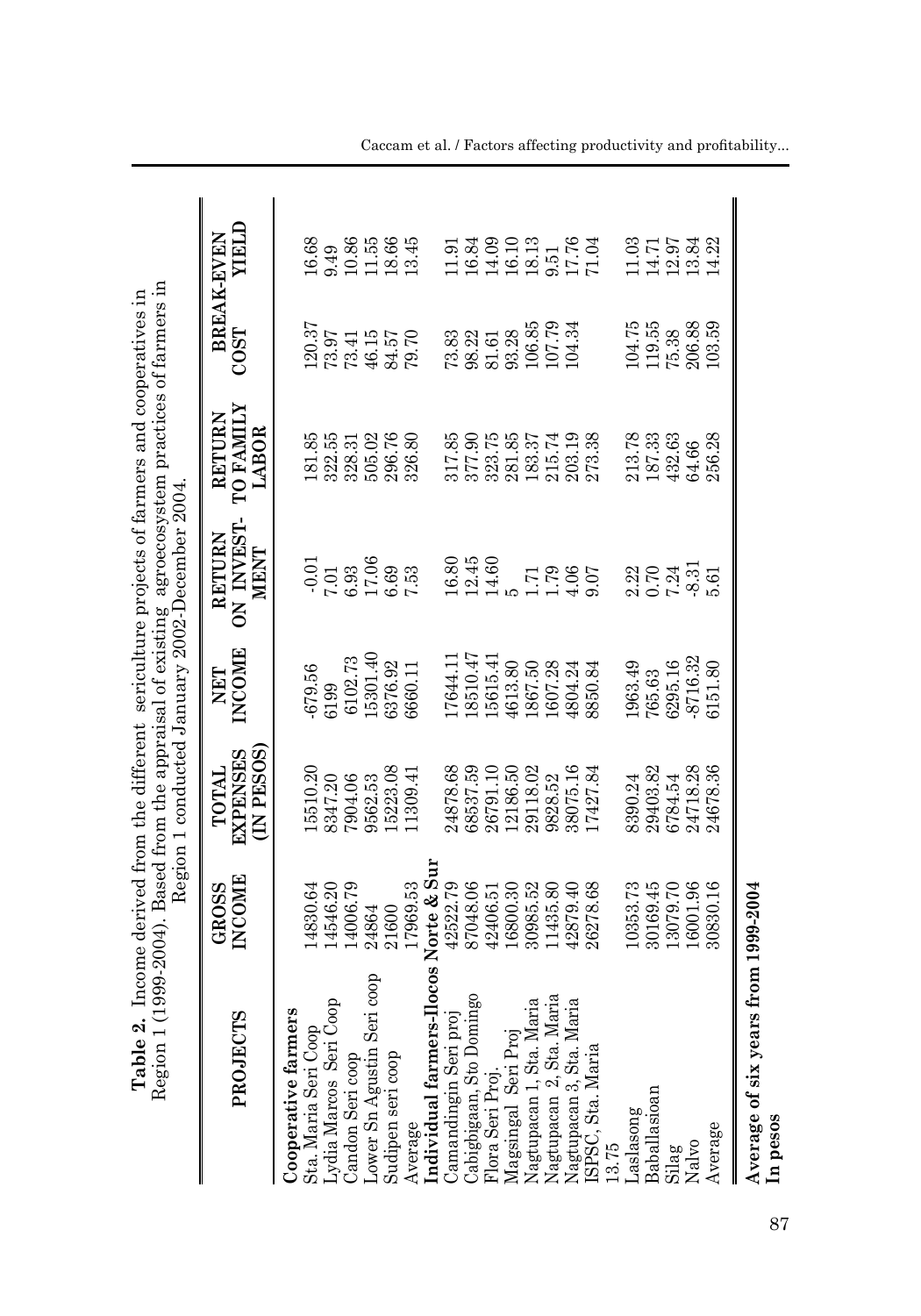**Table 2.** Income derived from the different sericulture projects of farmers and cooperatives in Region 1 (1999-2004). Based from the appraisal of existing agroecosystem practices of farmers in Region 1 conducted January 2002-December 2004.

| PROJECTS | GROSS INCOME | TOTAL EXPENSES (IN PESOS) | NET INCOME | RETURN ON INVEST-MENT | RETURN TO FAMILY LABOR | BREAK-EVEN COST | BREAK-EVEN YIELD |
|---|---|---|---|---|---|---|---|
| **Cooperative farmers** | | | | | | | |
| Sta. Maria Seri Coop | 14830.64 | 15510.20 | -679.56 | -0.01 | 181.85 | 120.37 | 16.68 |
| Lydia Marcos Seri Coop | 14546.20 | 8347.20 | 6199 | 7.01 | 322.55 | 73.97 | 9.49 |
| Candon Seri coop | 14006.79 | 7904.06 | 6102.73 | 6.93 | 328.31 | 73.41 | 10.86 |
| Lower Sn Agustin Seri coop | 24864 | 9562.53 | 15301.40 | 17.06 | 505.02 | 46.15 | 11.55 |
| Sudipen seri coop | 21600 | 15223.08 | 6376.92 | 6.69 | 296.76 | 84.57 | 18.66 |
| Average | 17969.53 | 11309.41 | 6660.11 | 7.53 | 326.80 | 79.70 | 13.45 |
| **Individual farmers-Ilocos Norte & Sur** | | | | | | | |
| Camandingin Seri proj | 42522.79 | 24878.68 | 17644.11 | 16.80 | 317.85 | 73.83 | 11.91 |
| Cabigbigaan, Sto Domingo | 87048.06 | 68537.59 | 18510.47 | 12.45 | 377.90 | 98.22 | 16.84 |
| Flora Seri Proj. | 42406.51 | 26791.10 | 15615.41 | 14.60 | 323.75 | 81.61 | 14.09 |
| Magsingal Seri Proj | 16800.30 | 12186.50 | 4613.80 | 5 | 281.85 | 93.28 | 16.10 |
| Nagtupacan 1, Sta. Maria | 30985.52 | 29118.02 | 1867.50 | 1.71 | 183.37 | 106.85 | 18.13 |
| Nagtupacan 2, Sta. Maria | 11435.80 | 9828.52 | 1607.28 | 1.79 | 215.74 | 107.79 | 9.51 |
| Nagtupacan 3, Sta. Maria | 42879.40 | 38075.16 | 4804.24 | 4.06 | 203.19 | 104.34 | 17.76 |
| ISPSC, Sta. Maria | 26278.68 | 17427.84 | 8850.84 | 9.07 | 273.38 | | 71.04 |
| 13.75 | | | | | | | |
| Laslasong | 10353.73 | 8390.24 | 1963.49 | 2.22 | 213.78 | 104.75 | 11.03 |
| Baballasioan | 30169.45 | 29403.82 | 765.63 | 0.70 | 187.33 | 119.55 | 14.71 |
| Silag | 13079.70 | 6784.54 | 6295.16 | 7.24 | 432.63 | 75.38 | 12.97 |
| Nalvo | 16001.96 | 24718.28 | -8716.32 | -8.31 | 64.66 | 206.88 | 13.84 |
| Average | 30830.16 | 24678.36 | 6151.80 | 5.61 | 256.28 | 103.59 | 14.22 |

**Average of six years from 1999-2004**
**In pesos**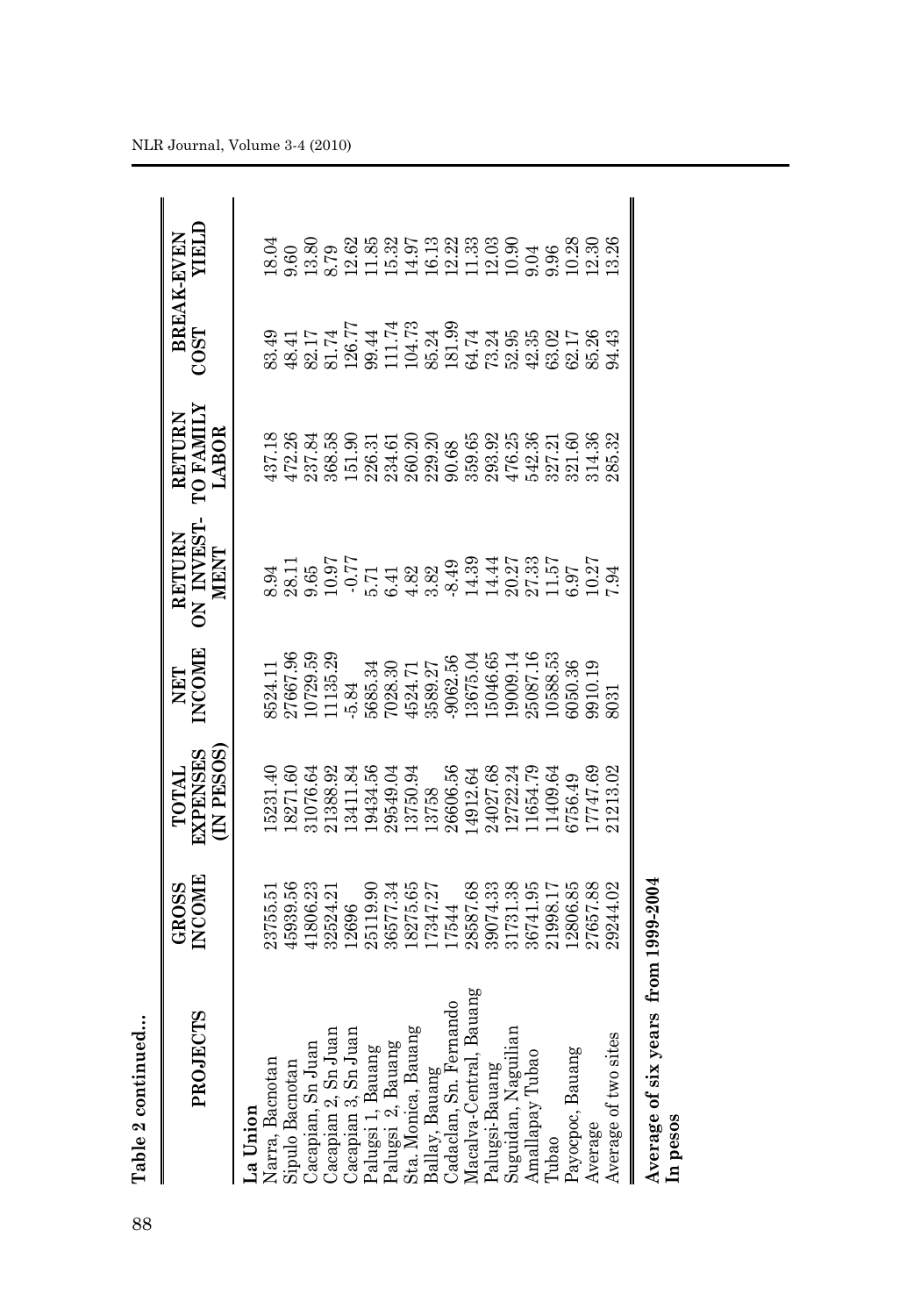**Table 2 continued...**

| PROJECTS | GROSS INCOME | TOTAL EXPENSES (IN PESOS) | NET INCOME | RETURN ON INVEST-MENT | RETURN TO FAMILY LABOR | BREAK-EVEN COST | BREAK-EVEN YIELD |
|---|---|---|---|---|---|---|---|
| **La Union** | | | | | | | |
| Narra, Bacnotan | 23755.51 | 15231.40 | 8524.11 | 8.94 | 437.18 | 83.49 | 18.04 |
| Sipulo Bacnotan | 45939.56 | 18271.60 | 27667.96 | 28.11 | 472.26 | 48.41 | 9.60 |
| Cacapian, Sn Juan | 41806.23 | 31076.64 | 10729.59 | 9.65 | 237.84 | 82.17 | 13.80 |
| Cacapian 2, Sn Juan | 32524.21 | 21388.92 | 11135.29 | 10.97 | 368.58 | 81.74 | 8.79 |
| Cacapian 3, Sn Juan | 12696 | 13411.84 | -5.84 | -0.77 | 151.90 | 126.77 | 12.62 |
| Palugsi 1, Bauang | 25119.90 | 19434.56 | 5685.34 | 5.71 | 226.31 | 99.44 | 11.85 |
| Palugsi 2, Bauang | 36577.34 | 29549.04 | 7028.30 | 6.41 | 234.61 | 111.74 | 15.32 |
| Sta. Monica, Bauang | 18275.65 | 13750.94 | 4524.71 | 4.82 | 260.20 | 104.73 | 14.97 |
| Ballay, Bauang | 17347.27 | 13758 | 3589.27 | 3.82 | 229.20 | 85.24 | 16.13 |
| Cadaclan, Sn. Fernando | 17544 | 26606.56 | -9062.56 | -8.49 | 90.68 | 181.99 | 12.22 |
| Macalva-Central, Bauang | 28587.68 | 14912.64 | 13675.04 | 14.39 | 359.65 | 64.74 | 11.33 |
| Palugsi-Bauang | 39074.33 | 24027.68 | 15046.65 | 14.44 | 293.92 | 73.24 | 12.03 |
| Suguidan, Naguilian | 31731.38 | 12722.24 | 19009.14 | 20.27 | 476.25 | 52.95 | 10.90 |
| Amallapay Tubao | 36741.95 | 11654.79 | 25087.16 | 27.33 | 542.36 | 42.35 | 9.04 |
| Tubao | 21998.17 | 11409.64 | 10588.53 | 11.57 | 327.21 | 63.02 | 9.96 |
| Payocpoc, Bauang | 12806.85 | 6756.49 | 6050.36 | 6.97 | 321.60 | 62.17 | 10.28 |
| Average | 27657.88 | 17747.69 | 9910.19 | 10.27 | 314.36 | 85.26 | 12.30 |
| Average of two sites | 29244.02 | 21213.02 | 8031 | 7.94 | 285.32 | 94.43 | 13.26 |

**Average of six years from 1999-2004**
**In pesos**